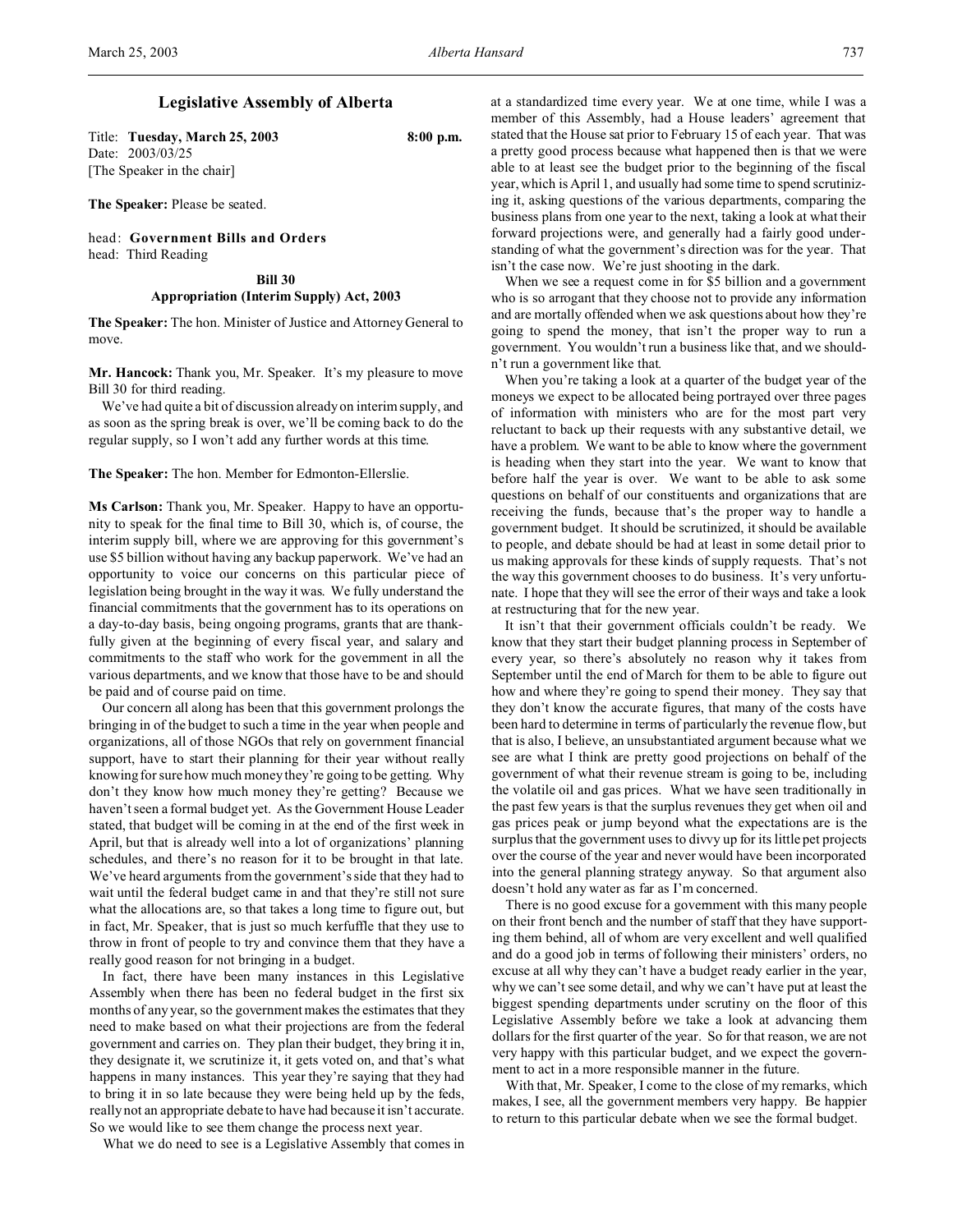## Legislative Assembly of Alberta

Title: **Tuesday, March 25, 2003** **8:00 p.m.**
Date: 2003/03/25
[The Speaker in the chair]

**The Speaker:** Please be seated.

head: **Government Bills and Orders**
head: Third Reading

### Bill 30
### Appropriation (Interim Supply) Act, 2003

**The Speaker:** The hon. Minister of Justice and Attorney General to move.

**Mr. Hancock:** Thank you, Mr. Speaker. It's my pleasure to move Bill 30 for third reading.

We've had quite a bit of discussion already on interim supply, and as soon as the spring break is over, we'll be coming back to do the regular supply, so I won't add any further words at this time.

**The Speaker:** The hon. Member for Edmonton-Ellerslie.

**Ms Carlson:** Thank you, Mr. Speaker. Happy to have an opportunity to speak for the final time to Bill 30, which is, of course, the interim supply bill, where we are approving for this government's use $5 billion without having any backup paperwork. We've had an opportunity to voice our concerns on this particular piece of legislation being brought in the way it was. We fully understand the financial commitments that the government has to its operations on a day-to-day basis, being ongoing programs, grants that are thankfully given at the beginning of every fiscal year, and salary and commitments to the staff who work for the government in all the various departments, and we know that those have to be and should be paid and of course paid on time.

Our concern all along has been that this government prolongs the bringing in of the budget to such a time in the year when people and organizations, all of those NGOs that rely on government financial support, have to start their planning for their year without really knowing for sure how much money they're going to be getting. Why don't they know how much money they're getting? Because we haven't seen a formal budget yet. As the Government House Leader stated, that budget will be coming in at the end of the first week in April, but that is already well into a lot of organizations' planning schedules, and there's no reason for it to be brought in that late. We've heard arguments from the government's side that they had to wait until the federal budget came in and that they're still not sure what the allocations are, so that takes a long time to figure out, but in fact, Mr. Speaker, that is just so much kerfuffle that they use to throw in front of people to try and convince them that they have a really good reason for not bringing in a budget.

In fact, there have been many instances in this Legislative Assembly when there has been no federal budget in the first six months of any year, so the government makes the estimates that they need to make based on what their projections are from the federal government and carries on. They plan their budget, they bring it in, they designate it, we scrutinize it, it gets voted on, and that's what happens in many instances. This year they're saying that they had to bring it in so late because they were being held up by the feds, really not an appropriate debate to have had because it isn't accurate. So we would like to see them change the process next year.

What we do need to see is a Legislative Assembly that comes in at a standardized time every year. We at one time, while I was a member of this Assembly, had a House leaders' agreement that stated that the House sat prior to February 15 of each year. That was a pretty good process because what happened then is that we were able to at least see the budget prior to the beginning of the fiscal year, which is April 1, and usually had some time to spend scrutinizing it, asking questions of the various departments, comparing the business plans from one year to the next, taking a look at what their forward projections were, and generally had a fairly good understanding of what the government's direction was for the year. That isn't the case now. We're just shooting in the dark.

When we see a request come in for $5 billion and a government who is so arrogant that they choose not to provide any information and are mortally offended when we ask questions about how they're going to spend the money, that isn't the proper way to run a government. You wouldn't run a business like that, and we shouldn't run a government like that.

When you're taking a look at a quarter of the budget year of the moneys we expect to be allocated being portrayed over three pages of information with ministers who are for the most part very reluctant to back up their requests with any substantive detail, we have a problem. We want to be able to know where the government is heading when they start into the year. We want to know that before half the year is over. We want to be able to ask some questions on behalf of our constituents and organizations that are receiving the funds, because that's the proper way to handle a government budget. It should be scrutinized, it should be available to people, and debate should be had at least in some detail prior to us making approvals for these kinds of supply requests. That's not the way this government chooses to do business. It's very unfortunate. I hope that they will see the error of their ways and take a look at restructuring that for the new year.

It isn't that their government officials couldn't be ready. We know that they start their budget planning process in September of every year, so there's absolutely no reason why it takes from September until the end of March for them to be able to figure out how and where they're going to spend their money. They say that they don't know the accurate figures, that many of the costs have been hard to determine in terms of particularly the revenue flow, but that is also, I believe, an unsubstantiated argument because what we see are what I think are pretty good projections on behalf of the government of what their revenue stream is going to be, including the volatile oil and gas prices. What we have seen traditionally in the past few years is that the surplus revenues they get when oil and gas prices peak or jump beyond what the expectations are is the surplus that the government uses to divvy up for its little pet projects over the course of the year and never would have been incorporated into the general planning strategy anyway. So that argument also doesn't hold any water as far as I'm concerned.

There is no good excuse for a government with this many people on their front bench and the number of staff that they have supporting them behind, all of whom are very excellent and well qualified and do a good job in terms of following their ministers' orders, no excuse at all why they can't have a budget ready earlier in the year, why we can't see some detail, and why we can't have put at least the biggest spending departments under scrutiny on the floor of this Legislative Assembly before we take a look at advancing them dollars for the first quarter of the year. So for that reason, we are not very happy with this particular budget, and we expect the government to act in a more responsible manner in the future.

With that, Mr. Speaker, I come to the close of my remarks, which makes, I see, all the government members very happy. Be happier to return to this particular debate when we see the formal budget.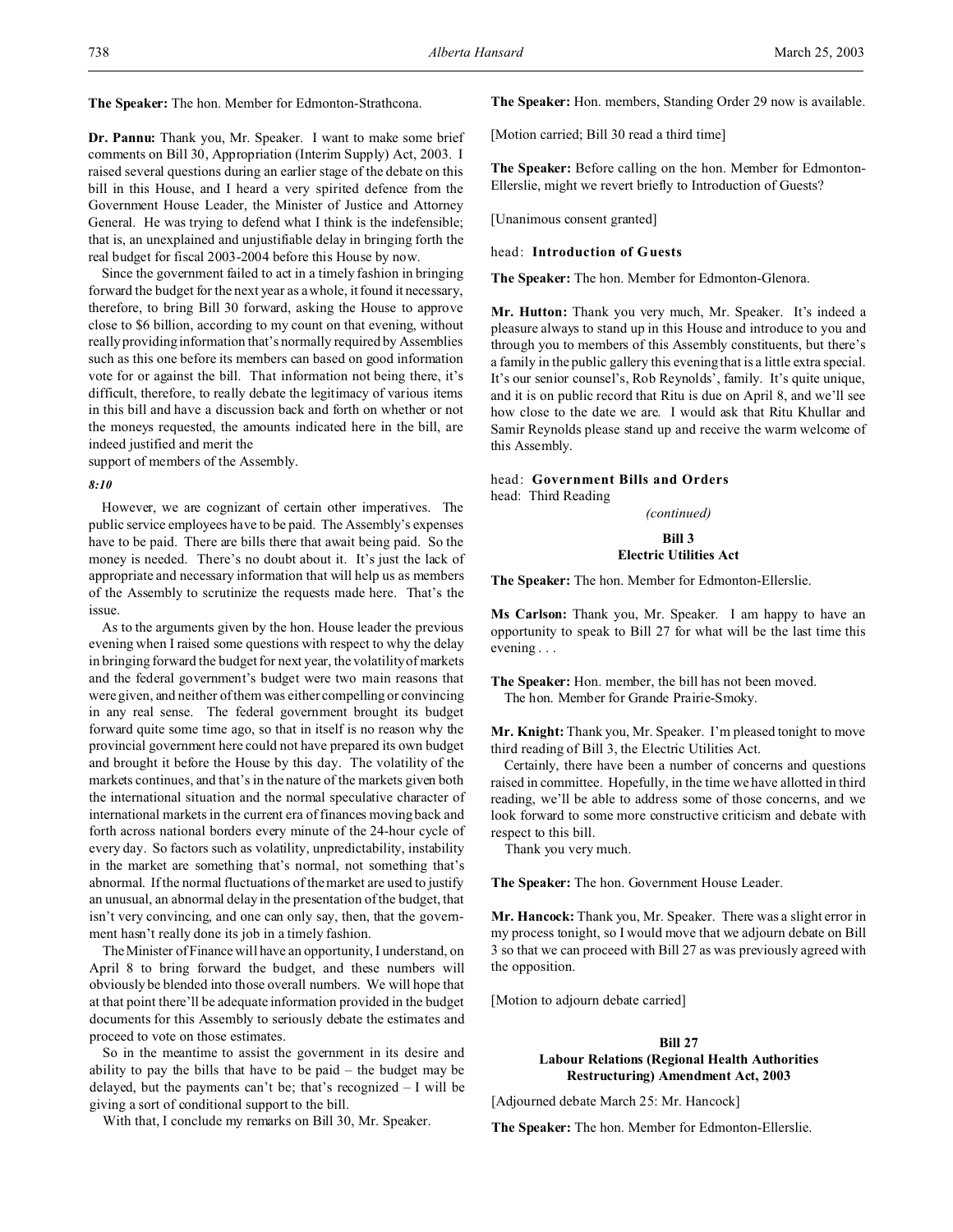**The Speaker:** The hon. Member for Edmonton-Strathcona.

**Dr. Pannu:** Thank you, Mr. Speaker. I want to make some brief comments on Bill 30, Appropriation (Interim Supply) Act, 2003. I raised several questions during an earlier stage of the debate on this bill in this House, and I heard a very spirited defence from the Government House Leader, the Minister of Justice and Attorney General. He was trying to defend what I think is the indefensible; that is, an unexplained and unjustifiable delay in bringing forth the real budget for fiscal 2003-2004 before this House by now.

Since the government failed to act in a timely fashion in bringing forward the budget for the next year as a whole, it found it necessary, therefore, to bring Bill 30 forward, asking the House to approve close to $6 billion, according to my count on that evening, without really providing information that's normally required by Assemblies such as this one before its members can based on good information vote for or against the bill. That information not being there, it's difficult, therefore, to really debate the legitimacy of various items in this bill and have a discussion back and forth on whether or not the moneys requested, the amounts indicated here in the bill, are indeed justified and merit the support of members of the Assembly.

*8:10*

However, we are cognizant of certain other imperatives. The public service employees have to be paid. The Assembly's expenses have to be paid. There are bills there that await being paid. So the money is needed. There's no doubt about it. It's just the lack of appropriate and necessary information that will help us as members of the Assembly to scrutinize the requests made here. That's the issue.

As to the arguments given by the hon. House leader the previous evening when I raised some questions with respect to why the delay in bringing forward the budget for next year, the volatility of markets and the federal government's budget were two main reasons that were given, and neither of them was either compelling or convincing in any real sense. The federal government brought its budget forward quite some time ago, so that in itself is no reason why the provincial government here could not have prepared its own budget and brought it before the House by this day. The volatility of the markets continues, and that's in the nature of the markets given both the international situation and the normal speculative character of international markets in the current era of finances moving back and forth across national borders every minute of the 24-hour cycle of every day. So factors such as volatility, unpredictability, instability in the market are something that's normal, not something that's abnormal. If the normal fluctuations of the market are used to justify an unusual, an abnormal delay in the presentation of the budget, that isn't very convincing, and one can only say, then, that the government hasn't really done its job in a timely fashion.

The Minister of Finance will have an opportunity, I understand, on April 8 to bring forward the budget, and these numbers will obviously be blended into those overall numbers. We will hope that at that point there'll be adequate information provided in the budget documents for this Assembly to seriously debate the estimates and proceed to vote on those estimates.

So in the meantime to assist the government in its desire and ability to pay the bills that have to be paid – the budget may be delayed, but the payments can't be; that's recognized – I will be giving a sort of conditional support to the bill.

With that, I conclude my remarks on Bill 30, Mr. Speaker.

**The Speaker:** Hon. members, Standing Order 29 now is available.

[Motion carried; Bill 30 read a third time]

**The Speaker:** Before calling on the hon. Member for Edmonton-Ellerslie, might we revert briefly to Introduction of Guests?

[Unanimous consent granted]

head: **Introduction of Guests**

**The Speaker:** The hon. Member for Edmonton-Glenora.

**Mr. Hutton:** Thank you very much, Mr. Speaker. It's indeed a pleasure always to stand up in this House and introduce to you and through you to members of this Assembly constituents, but there's a family in the public gallery this evening that is a little extra special. It's our senior counsel's, Rob Reynolds', family. It's quite unique, and it is on public record that Ritu is due on April 8, and we'll see how close to the date we are. I would ask that Ritu Khullar and Samir Reynolds please stand up and receive the warm welcome of this Assembly.

head: **Government Bills and Orders**
head: Third Reading

*(continued)*

### Bill 3
### Electric Utilities Act

**The Speaker:** The hon. Member for Edmonton-Ellerslie.

**Ms Carlson:** Thank you, Mr. Speaker. I am happy to have an opportunity to speak to Bill 27 for what will be the last time this evening . . .

**The Speaker:** Hon. member, the bill has not been moved.
The hon. Member for Grande Prairie-Smoky.

**Mr. Knight:** Thank you, Mr. Speaker. I'm pleased tonight to move third reading of Bill 3, the Electric Utilities Act.

Certainly, there have been a number of concerns and questions raised in committee. Hopefully, in the time we have allotted in third reading, we'll be able to address some of those concerns, and we look forward to some more constructive criticism and debate with respect to this bill.

Thank you very much.

**The Speaker:** The hon. Government House Leader.

**Mr. Hancock:** Thank you, Mr. Speaker. There was a slight error in my process tonight, so I would move that we adjourn debate on Bill 3 so that we can proceed with Bill 27 as was previously agreed with the opposition.

[Motion to adjourn debate carried]

### Bill 27
### Labour Relations (Regional Health Authorities Restructuring) Amendment Act, 2003

[Adjourned debate March 25: Mr. Hancock]

**The Speaker:** The hon. Member for Edmonton-Ellerslie.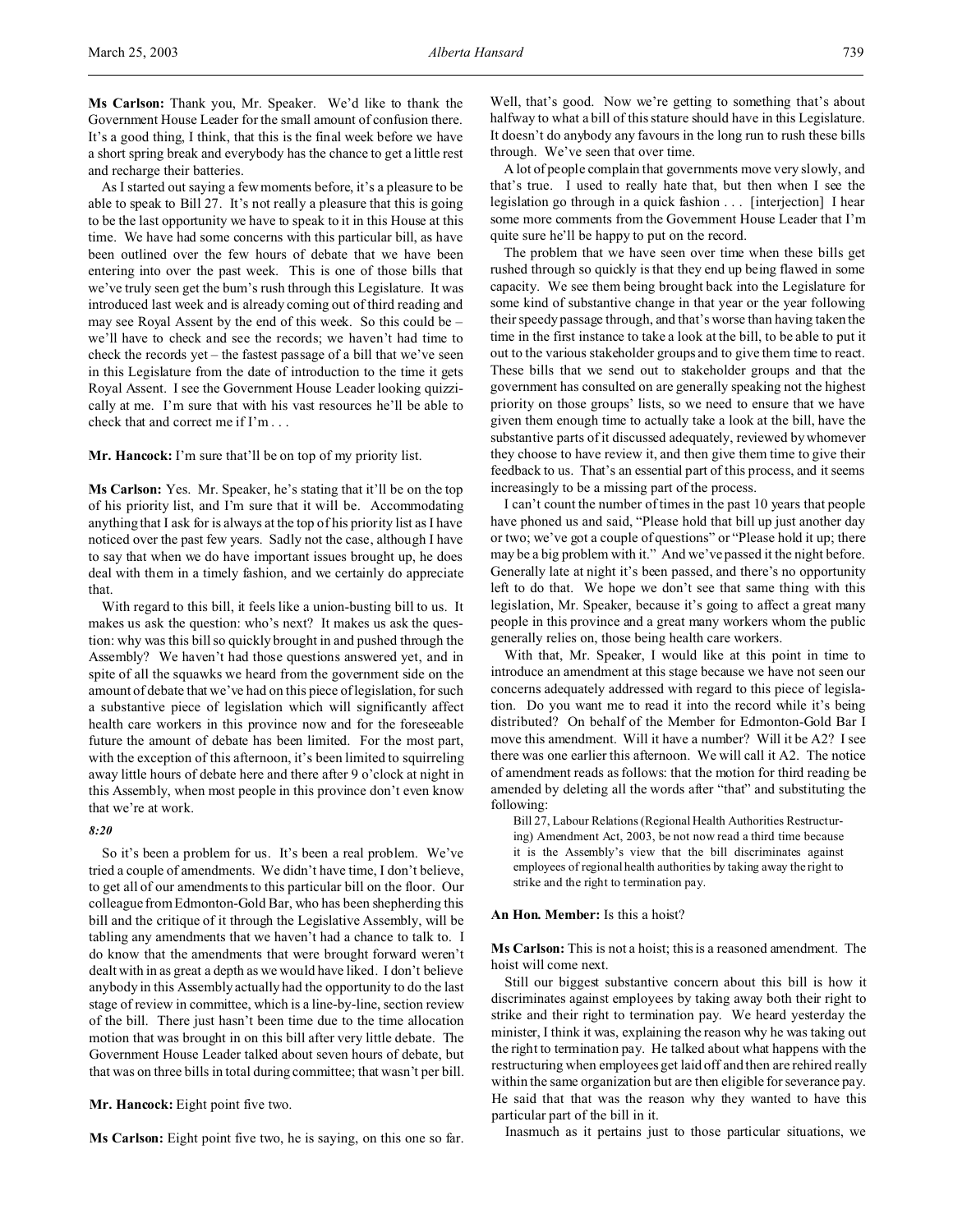**Ms Carlson:** Thank you, Mr. Speaker. We'd like to thank the Government House Leader for the small amount of confusion there. It's a good thing, I think, that this is the final week before we have a short spring break and everybody has the chance to get a little rest and recharge their batteries.

As I started out saying a few moments before, it's a pleasure to be able to speak to Bill 27. It's not really a pleasure that this is going to be the last opportunity we have to speak to it in this House at this time. We have had some concerns with this particular bill, as have been outlined over the few hours of debate that we have been entering into over the past week. This is one of those bills that we've truly seen get the bum's rush through this Legislature. It was introduced last week and is already coming out of third reading and may see Royal Assent by the end of this week. So this could be – we'll have to check and see the records; we haven't had time to check the records yet – the fastest passage of a bill that we've seen in this Legislature from the date of introduction to the time it gets Royal Assent. I see the Government House Leader looking quizzically at me. I'm sure that with his vast resources he'll be able to check that and correct me if I'm . . .

**Mr. Hancock:** I'm sure that'll be on top of my priority list.

**Ms Carlson:** Yes. Mr. Speaker, he's stating that it'll be on the top of his priority list, and I'm sure that it will be. Accommodating anything that I ask for is always at the top of his priority list as I have noticed over the past few years. Sadly not the case, although I have to say that when we do have important issues brought up, he does deal with them in a timely fashion, and we certainly do appreciate that.

With regard to this bill, it feels like a union-busting bill to us. It makes us ask the question: who's next? It makes us ask the question: why was this bill so quickly brought in and pushed through the Assembly? We haven't had those questions answered yet, and in spite of all the squawks we heard from the government side on the amount of debate that we've had on this piece of legislation, for such a substantive piece of legislation which will significantly affect health care workers in this province now and for the foreseeable future the amount of debate has been limited. For the most part, with the exception of this afternoon, it's been limited to squirreling away little hours of debate here and there after 9 o'clock at night in this Assembly, when most people in this province don't even know that we're at work.

*8:20*

So it's been a problem for us. It's been a real problem. We've tried a couple of amendments. We didn't have time, I don't believe, to get all of our amendments to this particular bill on the floor. Our colleague from Edmonton-Gold Bar, who has been shepherding this bill and the critique of it through the Legislative Assembly, will be tabling any amendments that we haven't had a chance to talk to. I do know that the amendments that were brought forward weren't dealt with in as great a depth as we would have liked. I don't believe anybody in this Assembly actually had the opportunity to do the last stage of review in committee, which is a line-by-line, section review of the bill. There just hasn't been time due to the time allocation motion that was brought in on this bill after very little debate. The Government House Leader talked about seven hours of debate, but that was on three bills in total during committee; that wasn't per bill.

**Mr. Hancock:** Eight point five two.

**Ms Carlson:** Eight point five two, he is saying, on this one so far. Well, that's good. Now we're getting to something that's about halfway to what a bill of this stature should have in this Legislature. It doesn't do anybody any favours in the long run to rush these bills through. We've seen that over time.

A lot of people complain that governments move very slowly, and that's true. I used to really hate that, but then when I see the legislation go through in a quick fashion . . . [interjection] I hear some more comments from the Government House Leader that I'm quite sure he'll be happy to put on the record.

The problem that we have seen over time when these bills get rushed through so quickly is that they end up being flawed in some capacity. We see them being brought back into the Legislature for some kind of substantive change in that year or the year following their speedy passage through, and that's worse than having taken the time in the first instance to take a look at the bill, to be able to put it out to the various stakeholder groups and to give them time to react. These bills that we send out to stakeholder groups and that the government has consulted on are generally speaking not the highest priority on those groups' lists, so we need to ensure that we have given them enough time to actually take a look at the bill, have the substantive parts of it discussed adequately, reviewed by whomever they choose to have review it, and then give them time to give their feedback to us. That's an essential part of this process, and it seems increasingly to be a missing part of the process.

I can't count the number of times in the past 10 years that people have phoned us and said, "Please hold that bill up just another day or two; we've got a couple of questions" or "Please hold it up; there may be a big problem with it." And we've passed it the night before. Generally late at night it's been passed, and there's no opportunity left to do that. We hope we don't see that same thing with this legislation, Mr. Speaker, because it's going to affect a great many people in this province and a great many workers whom the public generally relies on, those being health care workers.

With that, Mr. Speaker, I would like at this point in time to introduce an amendment at this stage because we have not seen our concerns adequately addressed with regard to this piece of legislation. Do you want me to read it into the record while it's being distributed? On behalf of the Member for Edmonton-Gold Bar I move this amendment. Will it have a number? Will it be A2? I see there was one earlier this afternoon. We will call it A2. The notice of amendment reads as follows: that the motion for third reading be amended by deleting all the words after "that" and substituting the following:

> Bill 27, Labour Relations (Regional Health Authorities Restructuring) Amendment Act, 2003, be not now read a third time because it is the Assembly's view that the bill discriminates against employees of regional health authorities by taking away the right to strike and the right to termination pay.

**An Hon. Member:** Is this a hoist?

**Ms Carlson:** This is not a hoist; this is a reasoned amendment. The hoist will come next.

Still our biggest substantive concern about this bill is how it discriminates against employees by taking away both their right to strike and their right to termination pay. We heard yesterday the minister, I think it was, explaining the reason why he was taking out the right to termination pay. He talked about what happens with the restructuring when employees get laid off and then are rehired really within the same organization but are then eligible for severance pay. He said that that was the reason why they wanted to have this particular part of the bill in it.

Inasmuch as it pertains just to those particular situations, we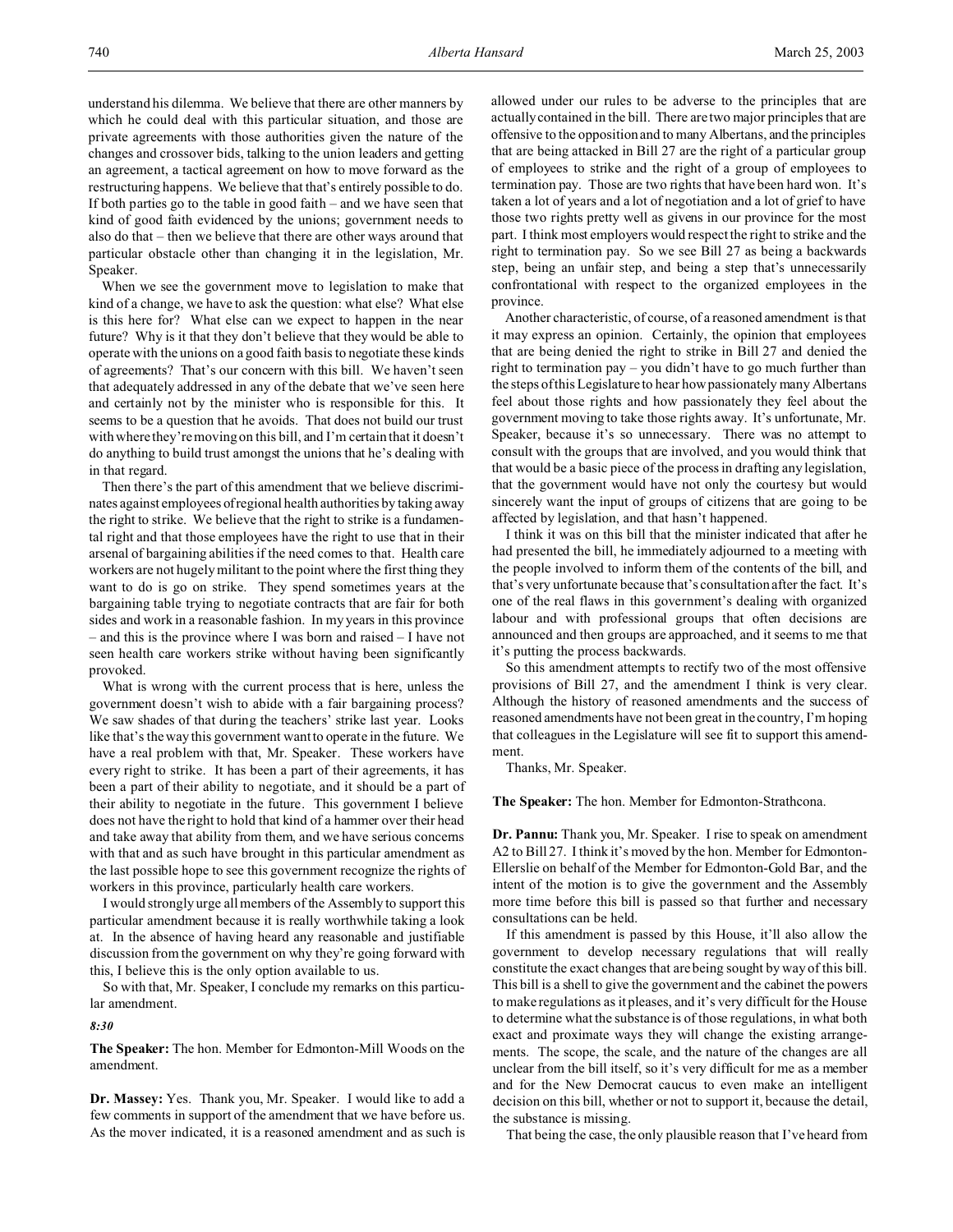understand his dilemma. We believe that there are other manners by which he could deal with this particular situation, and those are private agreements with those authorities given the nature of the changes and crossover bids, talking to the union leaders and getting an agreement, a tactical agreement on how to move forward as the restructuring happens. We believe that that's entirely possible to do. If both parties go to the table in good faith – and we have seen that kind of good faith evidenced by the unions; government needs to also do that – then we believe that there are other ways around that particular obstacle other than changing it in the legislation, Mr. Speaker.

When we see the government move to legislation to make that kind of a change, we have to ask the question: what else? What else is this here for? What else can we expect to happen in the near future? Why is it that they don't believe that they would be able to operate with the unions on a good faith basis to negotiate these kinds of agreements? That's our concern with this bill. We haven't seen that adequately addressed in any of the debate that we've seen here and certainly not by the minister who is responsible for this. It seems to be a question that he avoids. That does not build our trust with where they're moving on this bill, and I'm certain that it doesn't do anything to build trust amongst the unions that he's dealing with in that regard.

Then there's the part of this amendment that we believe discriminates against employees of regional health authorities by taking away the right to strike. We believe that the right to strike is a fundamental right and that those employees have the right to use that in their arsenal of bargaining abilities if the need comes to that. Health care workers are not hugely militant to the point where the first thing they want to do is go on strike. They spend sometimes years at the bargaining table trying to negotiate contracts that are fair for both sides and work in a reasonable fashion. In my years in this province – and this is the province where I was born and raised – I have not seen health care workers strike without having been significantly provoked.

What is wrong with the current process that is here, unless the government doesn't wish to abide with a fair bargaining process? We saw shades of that during the teachers' strike last year. Looks like that's the way this government want to operate in the future. We have a real problem with that, Mr. Speaker. These workers have every right to strike. It has been a part of their agreements, it has been a part of their ability to negotiate, and it should be a part of their ability to negotiate in the future. This government I believe does not have the right to hold that kind of a hammer over their head and take away that ability from them, and we have serious concerns with that and as such have brought in this particular amendment as the last possible hope to see this government recognize the rights of workers in this province, particularly health care workers.

I would strongly urge all members of the Assembly to support this particular amendment because it is really worthwhile taking a look at. In the absence of having heard any reasonable and justifiable discussion from the government on why they're going forward with this, I believe this is the only option available to us.

So with that, Mr. Speaker, I conclude my remarks on this particular amendment.

*8:30*

**The Speaker:** The hon. Member for Edmonton-Mill Woods on the amendment.

**Dr. Massey:** Yes. Thank you, Mr. Speaker. I would like to add a few comments in support of the amendment that we have before us. As the mover indicated, it is a reasoned amendment and as such is allowed under our rules to be adverse to the principles that are actually contained in the bill. There are two major principles that are offensive to the opposition and to many Albertans, and the principles that are being attacked in Bill 27 are the right of a particular group of employees to strike and the right of a group of employees to termination pay. Those are two rights that have been hard won. It's taken a lot of years and a lot of negotiation and a lot of grief to have those two rights pretty well as givens in our province for the most part. I think most employers would respect the right to strike and the right to termination pay. So we see Bill 27 as being a backwards step, being an unfair step, and being a step that's unnecessarily confrontational with respect to the organized employees in the province.

Another characteristic, of course, of a reasoned amendment is that it may express an opinion. Certainly, the opinion that employees that are being denied the right to strike in Bill 27 and denied the right to termination pay – you didn't have to go much further than the steps of this Legislature to hear how passionately many Albertans feel about those rights and how passionately they feel about the government moving to take those rights away. It's unfortunate, Mr. Speaker, because it's so unnecessary. There was no attempt to consult with the groups that are involved, and you would think that that would be a basic piece of the process in drafting any legislation, that the government would have not only the courtesy but would sincerely want the input of groups of citizens that are going to be affected by legislation, and that hasn't happened.

I think it was on this bill that the minister indicated that after he had presented the bill, he immediately adjourned to a meeting with the people involved to inform them of the contents of the bill, and that's very unfortunate because that's consultation after the fact. It's one of the real flaws in this government's dealing with organized labour and with professional groups that often decisions are announced and then groups are approached, and it seems to me that it's putting the process backwards.

So this amendment attempts to rectify two of the most offensive provisions of Bill 27, and the amendment I think is very clear. Although the history of reasoned amendments and the success of reasoned amendments have not been great in the country, I'm hoping that colleagues in the Legislature will see fit to support this amendment.

Thanks, Mr. Speaker.

**The Speaker:** The hon. Member for Edmonton-Strathcona.

**Dr. Pannu:** Thank you, Mr. Speaker. I rise to speak on amendment A2 to Bill 27. I think it's moved by the hon. Member for Edmonton-Ellerslie on behalf of the Member for Edmonton-Gold Bar, and the intent of the motion is to give the government and the Assembly more time before this bill is passed so that further and necessary consultations can be held.

If this amendment is passed by this House, it'll also allow the government to develop necessary regulations that will really constitute the exact changes that are being sought by way of this bill. This bill is a shell to give the government and the cabinet the powers to make regulations as it pleases, and it's very difficult for the House to determine what the substance is of those regulations, in what both exact and proximate ways they will change the existing arrangements. The scope, the scale, and the nature of the changes are all unclear from the bill itself, so it's very difficult for me as a member and for the New Democrat caucus to even make an intelligent decision on this bill, whether or not to support it, because the detail, the substance is missing.

That being the case, the only plausible reason that I've heard from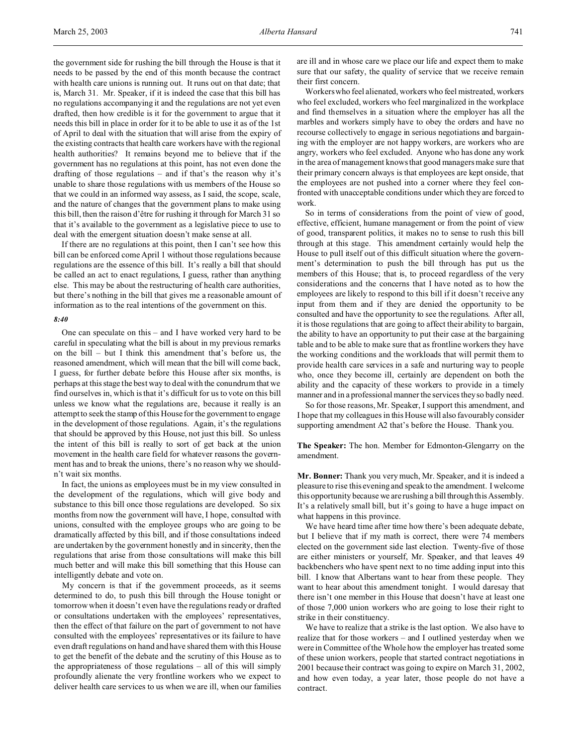the government side for rushing the bill through the House is that it needs to be passed by the end of this month because the contract with health care unions is running out. It runs out on that date; that is, March 31. Mr. Speaker, if it is indeed the case that this bill has no regulations accompanying it and the regulations are not yet even drafted, then how credible is it for the government to argue that it needs this bill in place in order for it to be able to use it as of the 1st of April to deal with the situation that will arise from the expiry of the existing contracts that health care workers have with the regional health authorities? It remains beyond me to believe that if the government has no regulations at this point, has not even done the drafting of those regulations – and if that's the reason why it's unable to share those regulations with us members of the House so that we could in an informed way assess, as I said, the scope, scale, and the nature of changes that the government plans to make using this bill, then the raison d'être for rushing it through for March 31 so that it's available to the government as a legislative piece to use to deal with the emergent situation doesn't make sense at all.

If there are no regulations at this point, then I can't see how this bill can be enforced come April 1 without those regulations because regulations are the essence of this bill. It's really a bill that should be called an act to enact regulations, I guess, rather than anything else. This may be about the restructuring of health care authorities, but there's nothing in the bill that gives me a reasonable amount of information as to the real intentions of the government on this.

*8:40*

One can speculate on this – and I have worked very hard to be careful in speculating what the bill is about in my previous remarks on the bill – but I think this amendment that's before us, the reasoned amendment, which will mean that the bill will come back, I guess, for further debate before this House after six months, is perhaps at this stage the best way to deal with the conundrum that we find ourselves in, which is that it's difficult for us to vote on this bill unless we know what the regulations are, because it really is an attempt to seek the stamp of this House for the government to engage in the development of those regulations. Again, it's the regulations that should be approved by this House, not just this bill. So unless the intent of this bill is really to sort of get back at the union movement in the health care field for whatever reasons the government has and to break the unions, there's no reason why we shouldn't wait six months.

In fact, the unions as employees must be in my view consulted in the development of the regulations, which will give body and substance to this bill once those regulations are developed. So six months from now the government will have, I hope, consulted with unions, consulted with the employee groups who are going to be dramatically affected by this bill, and if those consultations indeed are undertaken by the government honestly and in sincerity, then the regulations that arise from those consultations will make this bill much better and will make this bill something that this House can intelligently debate and vote on.

My concern is that if the government proceeds, as it seems determined to do, to push this bill through the House tonight or tomorrow when it doesn't even have the regulations ready or drafted or consultations undertaken with the employees' representatives, then the effect of that failure on the part of government to not have consulted with the employees' representatives or its failure to have even draft regulations on hand and have shared them with this House to get the benefit of the debate and the scrutiny of this House as to the appropriateness of those regulations – all of this will simply profoundly alienate the very frontline workers who we expect to deliver health care services to us when we are ill, when our families are ill and in whose care we place our life and expect them to make sure that our safety, the quality of service that we receive remain their first concern.

Workers who feel alienated, workers who feel mistreated, workers who feel excluded, workers who feel marginalized in the workplace and find themselves in a situation where the employer has all the marbles and workers simply have to obey the orders and have no recourse collectively to engage in serious negotiations and bargaining with the employer are not happy workers, are workers who are angry, workers who feel excluded. Anyone who has done any work in the area of management knows that good managers make sure that their primary concern always is that employees are kept onside, that the employees are not pushed into a corner where they feel confronted with unacceptable conditions under which they are forced to work.

So in terms of considerations from the point of view of good, effective, efficient, humane management or from the point of view of good, transparent politics, it makes no to sense to rush this bill through at this stage. This amendment certainly would help the House to pull itself out of this difficult situation where the government's determination to push the bill through has put us the members of this House; that is, to proceed regardless of the very considerations and the concerns that I have noted as to how the employees are likely to respond to this bill if it doesn't receive any input from them and if they are denied the opportunity to be consulted and have the opportunity to see the regulations. After all, it is those regulations that are going to affect their ability to bargain, the ability to have an opportunity to put their case at the bargaining table and to be able to make sure that as frontline workers they have the working conditions and the workloads that will permit them to provide health care services in a safe and nurturing way to people who, once they become ill, certainly are dependent on both the ability and the capacity of these workers to provide in a timely manner and in a professional manner the services they so badly need.

So for these reasons, Mr. Speaker, I support this amendment, and I hope that my colleagues in this House will also favourably consider supporting amendment A2 that's before the House. Thank you.

**The Speaker:** The hon. Member for Edmonton-Glengarry on the amendment.

**Mr. Bonner:** Thank you very much, Mr. Speaker, and it is indeed a pleasure to rise this evening and speak to the amendment. I welcome this opportunity because we are rushing a bill through this Assembly. It's a relatively small bill, but it's going to have a huge impact on what happens in this province.

We have heard time after time how there's been adequate debate, but I believe that if my math is correct, there were 74 members elected on the government side last election. Twenty-five of those are either ministers or yourself, Mr. Speaker, and that leaves 49 backbenchers who have spent next to no time adding input into this bill. I know that Albertans want to hear from these people. They want to hear about this amendment tonight. I would daresay that there isn't one member in this House that doesn't have at least one of those 7,000 union workers who are going to lose their right to strike in their constituency.

We have to realize that a strike is the last option. We also have to realize that for those workers – and I outlined yesterday when we were in Committee of the Whole how the employer has treated some of these union workers, people that started contract negotiations in 2001 because their contract was going to expire on March 31, 2002, and how even today, a year later, those people do not have a contract.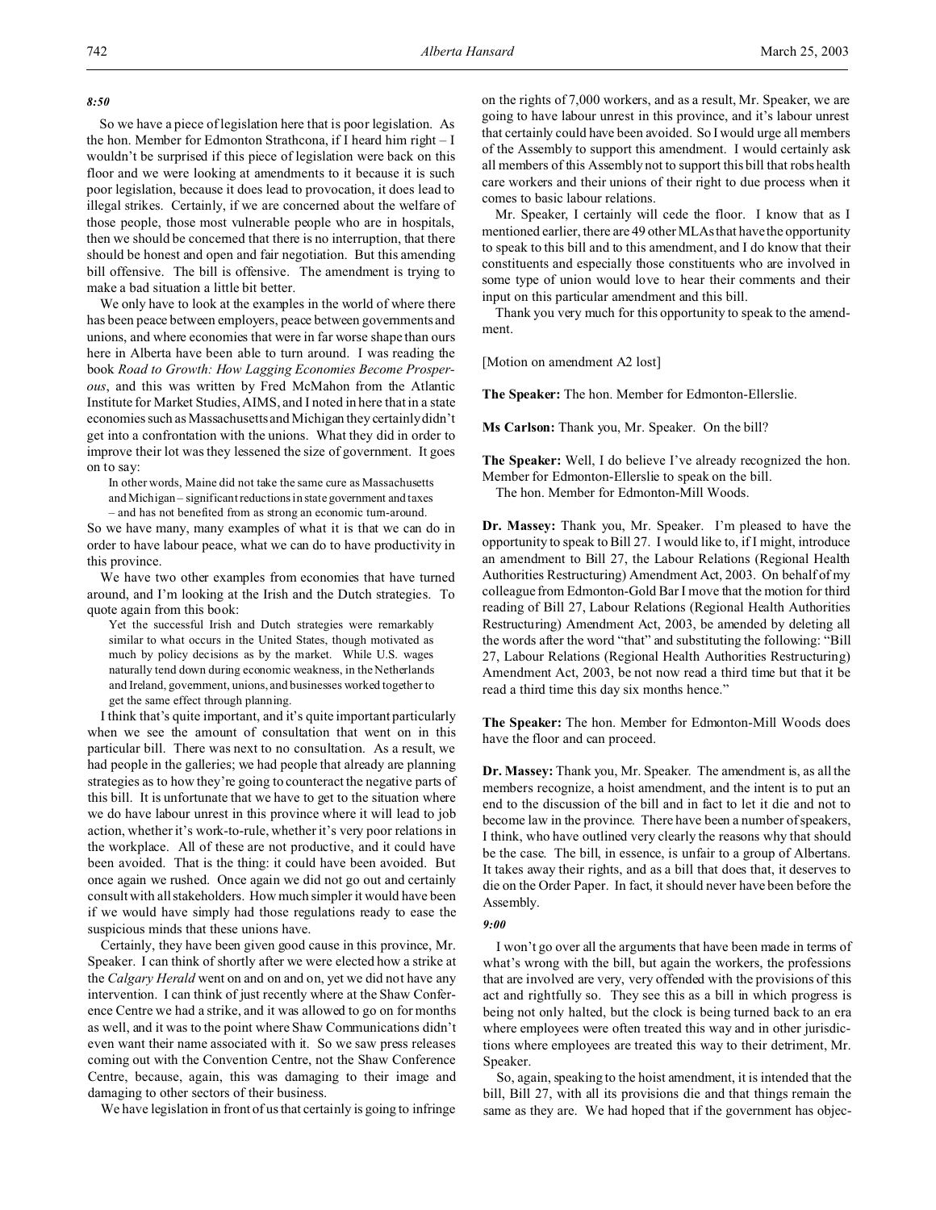*8:50*

So we have a piece of legislation here that is poor legislation. As the hon. Member for Edmonton Strathcona, if I heard him right – I wouldn't be surprised if this piece of legislation were back on this floor and we were looking at amendments to it because it is such poor legislation, because it does lead to provocation, it does lead to illegal strikes. Certainly, if we are concerned about the welfare of those people, those most vulnerable people who are in hospitals, then we should be concerned that there is no interruption, that there should be honest and open and fair negotiation. But this amending bill offensive. The bill is offensive. The amendment is trying to make a bad situation a little bit better.

We only have to look at the examples in the world of where there has been peace between employers, peace between governments and unions, and where economies that were in far worse shape than ours here in Alberta have been able to turn around. I was reading the book *Road to Growth: How Lagging Economies Become Prosperous*, and this was written by Fred McMahon from the Atlantic Institute for Market Studies, AIMS, and I noted in here that in a state economies such as Massachusetts and Michigan they certainly didn't get into a confrontation with the unions. What they did in order to improve their lot was they lessened the size of government. It goes on to say:

> In other words, Maine did not take the same cure as Massachusetts and Michigan – significant reductions in state government and taxes – and has not benefited from as strong an economic turn-around.

So we have many, many examples of what it is that we can do in order to have labour peace, what we can do to have productivity in this province.

We have two other examples from economies that have turned around, and I'm looking at the Irish and the Dutch strategies. To quote again from this book:

> Yet the successful Irish and Dutch strategies were remarkably similar to what occurs in the United States, though motivated as much by policy decisions as by the market. While U.S. wages naturally tend down during economic weakness, in the Netherlands and Ireland, government, unions, and businesses worked together to get the same effect through planning.

I think that's quite important, and it's quite important particularly when we see the amount of consultation that went on in this particular bill. There was next to no consultation. As a result, we had people in the galleries; we had people that already are planning strategies as to how they're going to counteract the negative parts of this bill. It is unfortunate that we have to get to the situation where we do have labour unrest in this province where it will lead to job action, whether it's work-to-rule, whether it's very poor relations in the workplace. All of these are not productive, and it could have been avoided. That is the thing: it could have been avoided. But once again we rushed. Once again we did not go out and certainly consult with all stakeholders. How much simpler it would have been if we would have simply had those regulations ready to ease the suspicious minds that these unions have.

Certainly, they have been given good cause in this province, Mr. Speaker. I can think of shortly after we were elected how a strike at the *Calgary Herald* went on and on and on, yet we did not have any intervention. I can think of just recently where at the Shaw Conference Centre we had a strike, and it was allowed to go on for months as well, and it was to the point where Shaw Communications didn't even want their name associated with it. So we saw press releases coming out with the Convention Centre, not the Shaw Conference Centre, because, again, this was damaging to their image and damaging to other sectors of their business.

We have legislation in front of us that certainly is going to infringe on the rights of 7,000 workers, and as a result, Mr. Speaker, we are going to have labour unrest in this province, and it's labour unrest that certainly could have been avoided. So I would urge all members of the Assembly to support this amendment. I would certainly ask all members of this Assembly not to support this bill that robs health care workers and their unions of their right to due process when it comes to basic labour relations.

Mr. Speaker, I certainly will cede the floor. I know that as I mentioned earlier, there are 49 other MLAs that have the opportunity to speak to this bill and to this amendment, and I do know that their constituents and especially those constituents who are involved in some type of union would love to hear their comments and their input on this particular amendment and this bill.

Thank you very much for this opportunity to speak to the amendment.

[Motion on amendment A2 lost]

**The Speaker:** The hon. Member for Edmonton-Ellerslie.

**Ms Carlson:** Thank you, Mr. Speaker. On the bill?

**The Speaker:** Well, I do believe I've already recognized the hon. Member for Edmonton-Ellerslie to speak on the bill.

The hon. Member for Edmonton-Mill Woods.

**Dr. Massey:** Thank you, Mr. Speaker. I'm pleased to have the opportunity to speak to Bill 27. I would like to, if I might, introduce an amendment to Bill 27, the Labour Relations (Regional Health Authorities Restructuring) Amendment Act, 2003. On behalf of my colleague from Edmonton-Gold Bar I move that the motion for third reading of Bill 27, Labour Relations (Regional Health Authorities Restructuring) Amendment Act, 2003, be amended by deleting all the words after the word "that" and substituting the following: "Bill 27, Labour Relations (Regional Health Authorities Restructuring) Amendment Act, 2003, be not now read a third time but that it be read a third time this day six months hence."

**The Speaker:** The hon. Member for Edmonton-Mill Woods does have the floor and can proceed.

**Dr. Massey:** Thank you, Mr. Speaker. The amendment is, as all the members recognize, a hoist amendment, and the intent is to put an end to the discussion of the bill and in fact to let it die and not to become law in the province. There have been a number of speakers, I think, who have outlined very clearly the reasons why that should be the case. The bill, in essence, is unfair to a group of Albertans. It takes away their rights, and as a bill that does that, it deserves to die on the Order Paper. In fact, it should never have been before the Assembly.

*9:00*

I won't go over all the arguments that have been made in terms of what's wrong with the bill, but again the workers, the professions that are involved are very, very offended with the provisions of this act and rightfully so. They see this as a bill in which progress is being not only halted, but the clock is being turned back to an era where employees were often treated this way and in other jurisdictions where employees are treated this way to their detriment, Mr. Speaker.

So, again, speaking to the hoist amendment, it is intended that the bill, Bill 27, with all its provisions die and that things remain the same as they are. We had hoped that if the government has objec-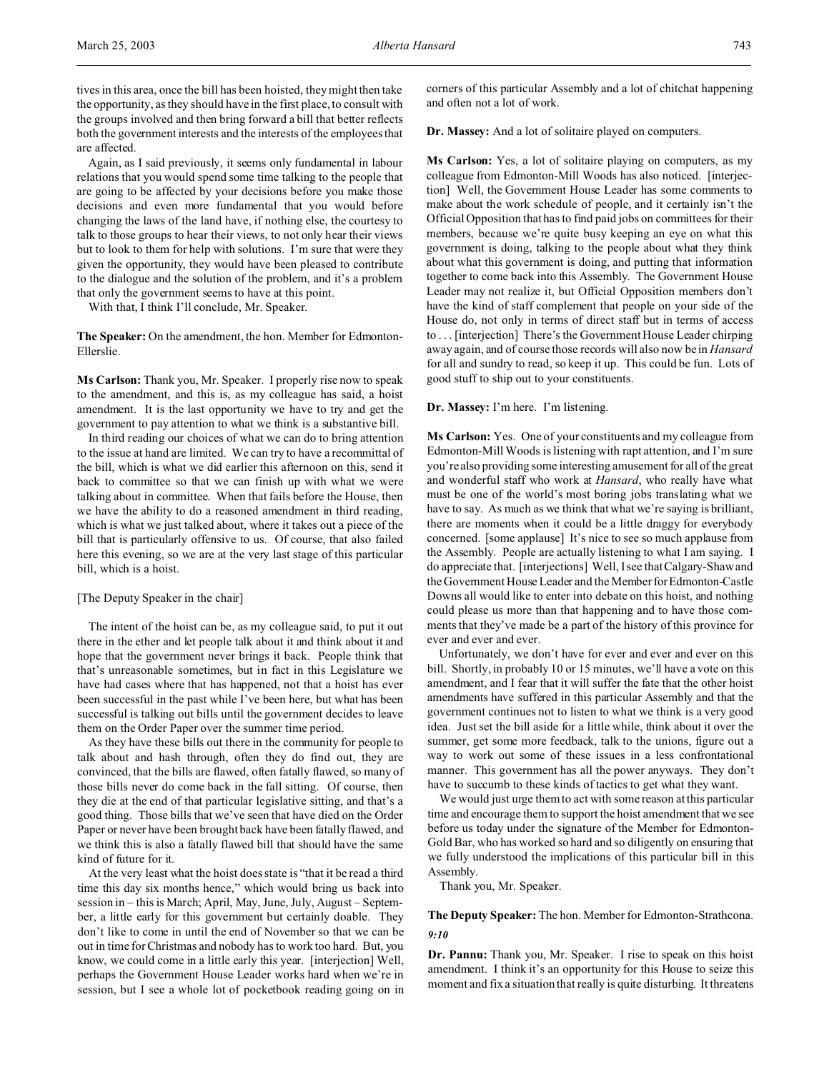tives in this area, once the bill has been hoisted, they might then take the opportunity, as they should have in the first place, to consult with the groups involved and then bring forward a bill that better reflects both the government interests and the interests of the employees that are affected.

Again, as I said previously, it seems only fundamental in labour relations that you would spend some time talking to the people that are going to be affected by your decisions before you make those decisions and even more fundamental that you would before changing the laws of the land have, if nothing else, the courtesy to talk to those groups to hear their views, to not only hear their views but to look to them for help with solutions. I'm sure that were they given the opportunity, they would have been pleased to contribute to the dialogue and the solution of the problem, and it's a problem that only the government seems to have at this point.

With that, I think I'll conclude, Mr. Speaker.

**The Speaker:** On the amendment, the hon. Member for Edmonton-Ellerslie.

**Ms Carlson:** Thank you, Mr. Speaker. I properly rise now to speak to the amendment, and this is, as my colleague has said, a hoist amendment. It is the last opportunity we have to try and get the government to pay attention to what we think is a substantive bill.

In third reading our choices of what we can do to bring attention to the issue at hand are limited. We can try to have a recommittal of the bill, which is what we did earlier this afternoon on this, send it back to committee so that we can finish up with what we were talking about in committee. When that fails before the House, then we have the ability to do a reasoned amendment in third reading, which is what we just talked about, where it takes out a piece of the bill that is particularly offensive to us. Of course, that also failed here this evening, so we are at the very last stage of this particular bill, which is a hoist.

[The Deputy Speaker in the chair]

The intent of the hoist can be, as my colleague said, to put it out there in the ether and let people talk about it and think about it and hope that the government never brings it back. People think that that's unreasonable sometimes, but in fact in this Legislature we have had cases where that has happened, not that a hoist has ever been successful in the past while I've been here, but what has been successful is talking out bills until the government decides to leave them on the Order Paper over the summer time period.

As they have these bills out there in the community for people to talk about and hash through, often they do find out, they are convinced, that the bills are flawed, often fatally flawed, so many of those bills never do come back in the fall sitting. Of course, then they die at the end of that particular legislative sitting, and that's a good thing. Those bills that we've seen that have died on the Order Paper or never have been brought back have been fatally flawed, and we think this is also a fatally flawed bill that should have the same kind of future for it.

At the very least what the hoist does state is "that it be read a third time this day six months hence," which would bring us back into session in – this is March; April, May, June, July, August – September, a little early for this government but certainly doable. They don't like to come in until the end of November so that we can be out in time for Christmas and nobody has to work too hard. But, you know, we could come in a little early this year. [interjection] Well, perhaps the Government House Leader works hard when we're in session, but I see a whole lot of pocketbook reading going on in corners of this particular Assembly and a lot of chitchat happening and often not a lot of work.

**Dr. Massey:** And a lot of solitaire played on computers.

**Ms Carlson:** Yes, a lot of solitaire playing on computers, as my colleague from Edmonton-Mill Woods has also noticed. [interjection] Well, the Government House Leader has some comments to make about the work schedule of people, and it certainly isn't the Official Opposition that has to find paid jobs on committees for their members, because we're quite busy keeping an eye on what this government is doing, talking to the people about what they think about what this government is doing, and putting that information together to come back into this Assembly. The Government House Leader may not realize it, but Official Opposition members don't have the kind of staff complement that people on your side of the House do, not only in terms of direct staff but in terms of access to . . . [interjection] There's the Government House Leader chirping away again, and of course those records will also now be in *Hansard* for all and sundry to read, so keep it up. This could be fun. Lots of good stuff to ship out to your constituents.

**Dr. Massey:** I'm here. I'm listening.

**Ms Carlson:** Yes. One of your constituents and my colleague from Edmonton-Mill Woods is listening with rapt attention, and I'm sure you're also providing some interesting amusement for all of the great and wonderful staff who work at *Hansard*, who really have what must be one of the world's most boring jobs translating what we have to say. As much as we think that what we're saying is brilliant, there are moments when it could be a little draggy for everybody concerned. [some applause] It's nice to see so much applause from the Assembly. People are actually listening to what I am saying. I do appreciate that. [interjections] Well, I see that Calgary-Shaw and the Government House Leader and the Member for Edmonton-Castle Downs all would like to enter into debate on this hoist, and nothing could please us more than that happening and to have those comments that they've made be a part of the history of this province for ever and ever and ever.

Unfortunately, we don't have for ever and ever and ever on this bill. Shortly, in probably 10 or 15 minutes, we'll have a vote on this amendment, and I fear that it will suffer the fate that the other hoist amendments have suffered in this particular Assembly and that the government continues not to listen to what we think is a very good idea. Just set the bill aside for a little while, think about it over the summer, get some more feedback, talk to the unions, figure out a way to work out some of these issues in a less confrontational manner. This government has all the power anyways. They don't have to succumb to these kinds of tactics to get what they want.

We would just urge them to act with some reason at this particular time and encourage them to support the hoist amendment that we see before us today under the signature of the Member for Edmonton-Gold Bar, who has worked so hard and so diligently on ensuring that we fully understood the implications of this particular bill in this Assembly.

Thank you, Mr. Speaker.

**The Deputy Speaker:** The hon. Member for Edmonton-Strathcona.

*9:10*

**Dr. Pannu:** Thank you, Mr. Speaker. I rise to speak on this hoist amendment. I think it's an opportunity for this House to seize this moment and fix a situation that really is quite disturbing. It threatens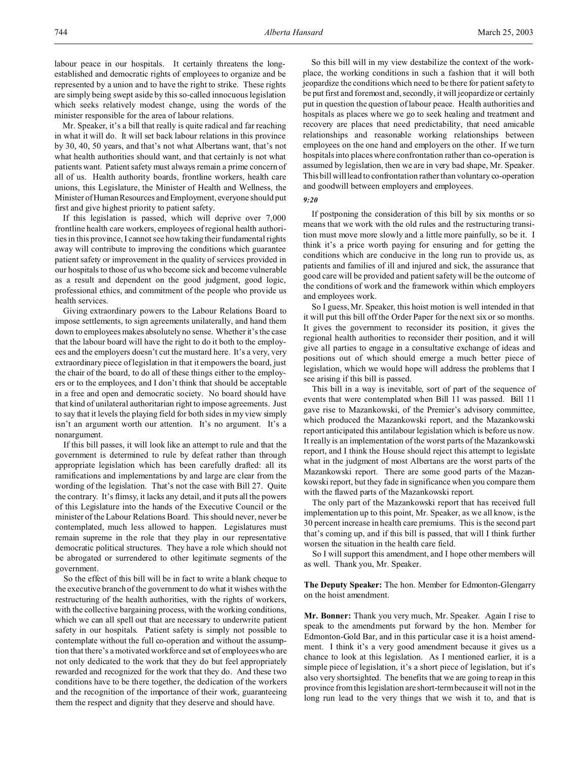labour peace in our hospitals. It certainly threatens the long-established and democratic rights of employees to organize and be represented by a union and to have the right to strike. These rights are simply being swept aside by this so-called innocuous legislation which seeks relatively modest change, using the words of the minister responsible for the area of labour relations.

Mr. Speaker, it's a bill that really is quite radical and far reaching in what it will do. It will set back labour relations in this province by 30, 40, 50 years, and that's not what Albertans want, that's not what health authorities should want, and that certainly is not what patients want. Patient safety must always remain a prime concern of all of us. Health authority boards, frontline workers, health care unions, this Legislature, the Minister of Health and Wellness, the Minister of Human Resources and Employment, everyone should put first and give highest priority to patient safety.

If this legislation is passed, which will deprive over 7,000 frontline health care workers, employees of regional health authorities in this province, I cannot see how taking their fundamental rights away will contribute to improving the conditions which guarantee patient safety or improvement in the quality of services provided in our hospitals to those of us who become sick and become vulnerable as a result and dependent on the good judgment, good logic, professional ethics, and commitment of the people who provide us health services.

Giving extraordinary powers to the Labour Relations Board to impose settlements, to sign agreements unilaterally, and hand them down to employees makes absolutely no sense. Whether it's the case that the labour board will have the right to do it both to the employees and the employers doesn't cut the mustard here. It's a very, very extraordinary piece of legislation in that it empowers the board, just the chair of the board, to do all of these things either to the employers or to the employees, and I don't think that should be acceptable in a free and open and democratic society. No board should have that kind of unilateral authoritarian right to impose agreements. Just to say that it levels the playing field for both sides in my view simply isn't an argument worth our attention. It's no argument. It's a nonargument.

If this bill passes, it will look like an attempt to rule and that the government is determined to rule by defeat rather than through appropriate legislation which has been carefully drafted: all its ramifications and implementations by and large are clear from the wording of the legislation. That's not the case with Bill 27. Quite the contrary. It's flimsy, it lacks any detail, and it puts all the powers of this Legislature into the hands of the Executive Council or the minister of the Labour Relations Board. This should never, never be contemplated, much less allowed to happen. Legislatures must remain supreme in the role that they play in our representative democratic political structures. They have a role which should not be abrogated or surrendered to other legitimate segments of the government.

So the effect of this bill will be in fact to write a blank cheque to the executive branch of the government to do what it wishes with the restructuring of the health authorities, with the rights of workers, with the collective bargaining process, with the working conditions, which we can all spell out that are necessary to underwrite patient safety in our hospitals. Patient safety is simply not possible to contemplate without the full co-operation and without the assumption that there's a motivated workforce and set of employees who are not only dedicated to the work that they do but feel appropriately rewarded and recognized for the work that they do. And these two conditions have to be there together, the dedication of the workers and the recognition of the importance of their work, guaranteeing them the respect and dignity that they deserve and should have.

So this bill will in my view destabilize the context of the workplace, the working conditions in such a fashion that it will both jeopardize the conditions which need to be there for patient safety to be put first and foremost and, secondly, it will jeopardize or certainly put in question the question of labour peace. Health authorities and hospitals as places where we go to seek healing and treatment and recovery are places that need predictability, that need amicable relationships and reasonable working relationships between employees on the one hand and employers on the other. If we turn hospitals into places where confrontation rather than co-operation is assumed by legislation, then we are in very bad shape, Mr. Speaker. This bill will lead to confrontation rather than voluntary co-operation and goodwill between employers and employees.

*9:20*

If postponing the consideration of this bill by six months or so means that we work with the old rules and the restructuring transition must move more slowly and a little more painfully, so be it. I think it's a price worth paying for ensuring and for getting the conditions which are conducive in the long run to provide us, as patients and families of ill and injured and sick, the assurance that good care will be provided and patient safety will be the outcome of the conditions of work and the framework within which employers and employees work.

So I guess, Mr. Speaker, this hoist motion is well intended in that it will put this bill off the Order Paper for the next six or so months. It gives the government to reconsider its position, it gives the regional health authorities to reconsider their position, and it will give all parties to engage in a consultative exchange of ideas and positions out of which should emerge a much better piece of legislation, which we would hope will address the problems that I see arising if this bill is passed.

This bill in a way is inevitable, sort of part of the sequence of events that were contemplated when Bill 11 was passed. Bill 11 gave rise to Mazankowski, of the Premier's advisory committee, which produced the Mazankowski report, and the Mazankowski report anticipated this antilabour legislation which is before us now. It really is an implementation of the worst parts of the Mazankowski report, and I think the House should reject this attempt to legislate what in the judgment of most Albertans are the worst parts of the Mazankowski report. There are some good parts of the Mazankowski report, but they fade in significance when you compare them with the flawed parts of the Mazankowski report.

The only part of the Mazankowski report that has received full implementation up to this point, Mr. Speaker, as we all know, is the 30 percent increase in health care premiums. This is the second part that's coming up, and if this bill is passed, that will I think further worsen the situation in the health care field.

So I will support this amendment, and I hope other members will as well. Thank you, Mr. Speaker.

**The Deputy Speaker:** The hon. Member for Edmonton-Glengarry on the hoist amendment.

**Mr. Bonner:** Thank you very much, Mr. Speaker. Again I rise to speak to the amendments put forward by the hon. Member for Edmonton-Gold Bar, and in this particular case it is a hoist amendment. I think it's a very good amendment because it gives us a chance to look at this legislation. As I mentioned earlier, it is a simple piece of legislation, it's a short piece of legislation, but it's also very shortsighted. The benefits that we are going to reap in this province from this legislation are short-term because it will not in the long run lead to the very things that we wish it to, and that is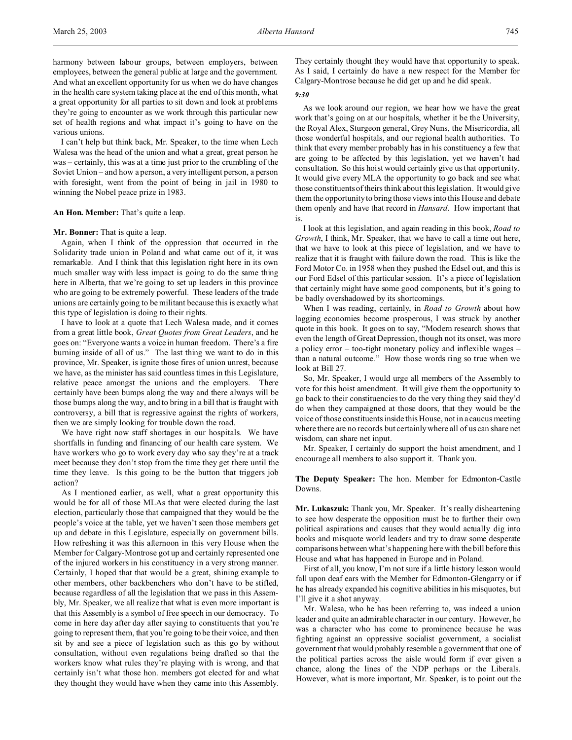harmony between labour groups, between employers, between employees, between the general public at large and the government. And what an excellent opportunity for us when we do have changes in the health care system taking place at the end of this month, what a great opportunity for all parties to sit down and look at problems they're going to encounter as we work through this particular new set of health regions and what impact it's going to have on the various unions.

I can't help but think back, Mr. Speaker, to the time when Lech Walesa was the head of the union and what a great, great person he was – certainly, this was at a time just prior to the crumbling of the Soviet Union – and how a person, a very intelligent person, a person with foresight, went from the point of being in jail in 1980 to winning the Nobel peace prize in 1983.

**An Hon. Member:** That's quite a leap.

**Mr. Bonner:** That is quite a leap.

Again, when I think of the oppression that occurred in the Solidarity trade union in Poland and what came out of it, it was remarkable. And I think that this legislation right here in its own much smaller way with less impact is going to do the same thing here in Alberta, that we're going to set up leaders in this province who are going to be extremely powerful. These leaders of the trade unions are certainly going to be militant because this is exactly what this type of legislation is doing to their rights.

I have to look at a quote that Lech Walesa made, and it comes from a great little book, *Great Quotes from Great Leaders*, and he goes on: "Everyone wants a voice in human freedom. There's a fire burning inside of all of us." The last thing we want to do in this province, Mr. Speaker, is ignite those fires of union unrest, because we have, as the minister has said countless times in this Legislature, relative peace amongst the unions and the employers. There certainly have been bumps along the way and there always will be those bumps along the way, and to bring in a bill that is fraught with controversy, a bill that is regressive against the rights of workers, then we are simply looking for trouble down the road.

We have right now staff shortages in our hospitals. We have shortfalls in funding and financing of our health care system. We have workers who go to work every day who say they're at a track meet because they don't stop from the time they get there until the time they leave. Is this going to be the button that triggers job action?

As I mentioned earlier, as well, what a great opportunity this would be for all of those MLAs that were elected during the last election, particularly those that campaigned that they would be the people's voice at the table, yet we haven't seen those members get up and debate in this Legislature, especially on government bills. How refreshing it was this afternoon in this very House when the Member for Calgary-Montrose got up and certainly represented one of the injured workers in his constituency in a very strong manner. Certainly, I hoped that that would be a great, shining example to other members, other backbenchers who don't have to be stifled, because regardless of all the legislation that we pass in this Assembly, Mr. Speaker, we all realize that what is even more important is that this Assembly is a symbol of free speech in our democracy. To come in here day after day after saying to constituents that you're going to represent them, that you're going to be their voice, and then sit by and see a piece of legislation such as this go by without consultation, without even regulations being drafted so that the workers know what rules they're playing with is wrong, and that certainly isn't what those hon. members got elected for and what they thought they would have when they came into this Assembly. They certainly thought they would have that opportunity to speak. As I said, I certainly do have a new respect for the Member for Calgary-Montrose because he did get up and he did speak.

*9:30*

As we look around our region, we hear how we have the great work that's going on at our hospitals, whether it be the University, the Royal Alex, Sturgeon general, Grey Nuns, the Misericordia, all those wonderful hospitals, and our regional health authorities. To think that every member probably has in his constituency a few that are going to be affected by this legislation, yet we haven't had consultation. So this hoist would certainly give us that opportunity. It would give every MLA the opportunity to go back and see what those constituents of theirs think about this legislation. It would give them the opportunity to bring those views into this House and debate them openly and have that record in *Hansard*. How important that is.

I look at this legislation, and again reading in this book, *Road to Growth*, I think, Mr. Speaker, that we have to call a time out here, that we have to look at this piece of legislation, and we have to realize that it is fraught with failure down the road. This is like the Ford Motor Co. in 1958 when they pushed the Edsel out, and this is our Ford Edsel of this particular session. It's a piece of legislation that certainly might have some good components, but it's going to be badly overshadowed by its shortcomings.

When I was reading, certainly, in *Road to Growth* about how lagging economies become prosperous, I was struck by another quote in this book. It goes on to say, "Modern research shows that even the length of Great Depression, though not its onset, was more a policy error – too-tight monetary policy and inflexible wages – than a natural outcome." How those words ring so true when we look at Bill 27.

So, Mr. Speaker, I would urge all members of the Assembly to vote for this hoist amendment. It will give them the opportunity to go back to their constituencies to do the very thing they said they'd do when they campaigned at those doors, that they would be the voice of those constituents inside this House, not in a caucus meeting where there are no records but certainly where all of us can share net wisdom, can share net input.

Mr. Speaker, I certainly do support the hoist amendment, and I encourage all members to also support it. Thank you.

**The Deputy Speaker:** The hon. Member for Edmonton-Castle Downs.

**Mr. Lukaszuk:** Thank you, Mr. Speaker. It's really disheartening to see how desperate the opposition must be to further their own political aspirations and causes that they would actually dig into books and misquote world leaders and try to draw some desperate comparisons between what's happening here with the bill before this House and what has happened in Europe and in Poland.

First of all, you know, I'm not sure if a little history lesson would fall upon deaf ears with the Member for Edmonton-Glengarry or if he has already expanded his cognitive abilities in his misquotes, but I'll give it a shot anyway.

Mr. Walesa, who he has been referring to, was indeed a union leader and quite an admirable character in our century. However, he was a character who has come to prominence because he was fighting against an oppressive socialist government, a socialist government that would probably resemble a government that one of the political parties across the aisle would form if ever given a chance, along the lines of the NDP perhaps or the Liberals. However, what is more important, Mr. Speaker, is to point out the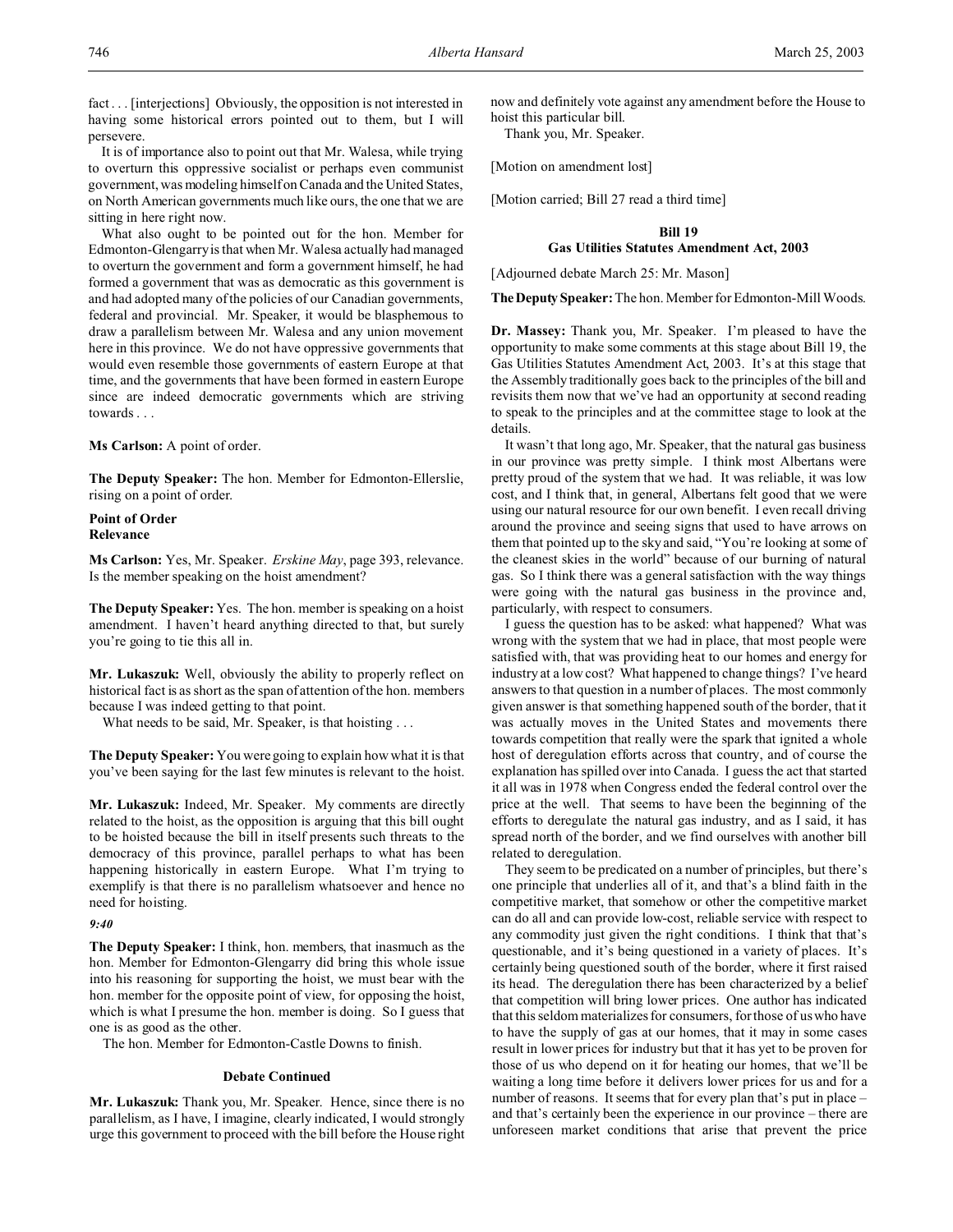fact . . . [interjections] Obviously, the opposition is not interested in having some historical errors pointed out to them, but I will persevere.

It is of importance also to point out that Mr. Walesa, while trying to overturn this oppressive socialist or perhaps even communist government, was modeling himself on Canada and the United States, on North American governments much like ours, the one that we are sitting in here right now.

What also ought to be pointed out for the hon. Member for Edmonton-Glengarry is that when Mr. Walesa actually had managed to overturn the government and form a government himself, he had formed a government that was as democratic as this government is and had adopted many of the policies of our Canadian governments, federal and provincial. Mr. Speaker, it would be blasphemous to draw a parallelism between Mr. Walesa and any union movement here in this province. We do not have oppressive governments that would even resemble those governments of eastern Europe at that time, and the governments that have been formed in eastern Europe since are indeed democratic governments which are striving towards . . .

**Ms Carlson:** A point of order.

**The Deputy Speaker:** The hon. Member for Edmonton-Ellerslie, rising on a point of order.

**Point of Order**
**Relevance**

**Ms Carlson:** Yes, Mr. Speaker. *Erskine May*, page 393, relevance. Is the member speaking on the hoist amendment?

**The Deputy Speaker:** Yes. The hon. member is speaking on a hoist amendment. I haven't heard anything directed to that, but surely you're going to tie this all in.

**Mr. Lukaszuk:** Well, obviously the ability to properly reflect on historical fact is as short as the span of attention of the hon. members because I was indeed getting to that point.

What needs to be said, Mr. Speaker, is that hoisting . . .

**The Deputy Speaker:** You were going to explain how what it is that you've been saying for the last few minutes is relevant to the hoist.

**Mr. Lukaszuk:** Indeed, Mr. Speaker. My comments are directly related to the hoist, as the opposition is arguing that this bill ought to be hoisted because the bill in itself presents such threats to the democracy of this province, parallel perhaps to what has been happening historically in eastern Europe. What I'm trying to exemplify is that there is no parallelism whatsoever and hence no need for hoisting.

*9:40*

**The Deputy Speaker:** I think, hon. members, that inasmuch as the hon. Member for Edmonton-Glengarry did bring this whole issue into his reasoning for supporting the hoist, we must bear with the hon. member for the opposite point of view, for opposing the hoist, which is what I presume the hon. member is doing. So I guess that one is as good as the other.

The hon. Member for Edmonton-Castle Downs to finish.

**Debate Continued**

**Mr. Lukaszuk:** Thank you, Mr. Speaker. Hence, since there is no parallelism, as I have, I imagine, clearly indicated, I would strongly urge this government to proceed with the bill before the House right now and definitely vote against any amendment before the House to hoist this particular bill.

Thank you, Mr. Speaker.

[Motion on amendment lost]

[Motion carried; Bill 27 read a third time]

**Bill 19**
**Gas Utilities Statutes Amendment Act, 2003**

[Adjourned debate March 25: Mr. Mason]

**The Deputy Speaker:** The hon. Member for Edmonton-Mill Woods.

**Dr. Massey:** Thank you, Mr. Speaker. I'm pleased to have the opportunity to make some comments at this stage about Bill 19, the Gas Utilities Statutes Amendment Act, 2003. It's at this stage that the Assembly traditionally goes back to the principles of the bill and revisits them now that we've had an opportunity at second reading to speak to the principles and at the committee stage to look at the details.

It wasn't that long ago, Mr. Speaker, that the natural gas business in our province was pretty simple. I think most Albertans were pretty proud of the system that we had. It was reliable, it was low cost, and I think that, in general, Albertans felt good that we were using our natural resource for our own benefit. I even recall driving around the province and seeing signs that used to have arrows on them that pointed up to the sky and said, "You're looking at some of the cleanest skies in the world" because of our burning of natural gas. So I think there was a general satisfaction with the way things were going with the natural gas business in the province and, particularly, with respect to consumers.

I guess the question has to be asked: what happened? What was wrong with the system that we had in place, that most people were satisfied with, that was providing heat to our homes and energy for industry at a low cost? What happened to change things? I've heard answers to that question in a number of places. The most commonly given answer is that something happened south of the border, that it was actually moves in the United States and movements there towards competition that really were the spark that ignited a whole host of deregulation efforts across that country, and of course the explanation has spilled over into Canada. I guess the act that started it all was in 1978 when Congress ended the federal control over the price at the well. That seems to have been the beginning of the efforts to deregulate the natural gas industry, and as I said, it has spread north of the border, and we find ourselves with another bill related to deregulation.

They seem to be predicated on a number of principles, but there's one principle that underlies all of it, and that's a blind faith in the competitive market, that somehow or other the competitive market can do all and can provide low-cost, reliable service with respect to any commodity just given the right conditions. I think that that's questionable, and it's being questioned in a variety of places. It's certainly being questioned south of the border, where it first raised its head. The deregulation there has been characterized by a belief that competition will bring lower prices. One author has indicated that this seldom materializes for consumers, for those of us who have to have the supply of gas at our homes, that it may in some cases result in lower prices for industry but that it has yet to be proven for those of us who depend on it for heating our homes, that we'll be waiting a long time before it delivers lower prices for us and for a number of reasons. It seems that for every plan that's put in place – and that's certainly been the experience in our province – there are unforeseen market conditions that arise that prevent the price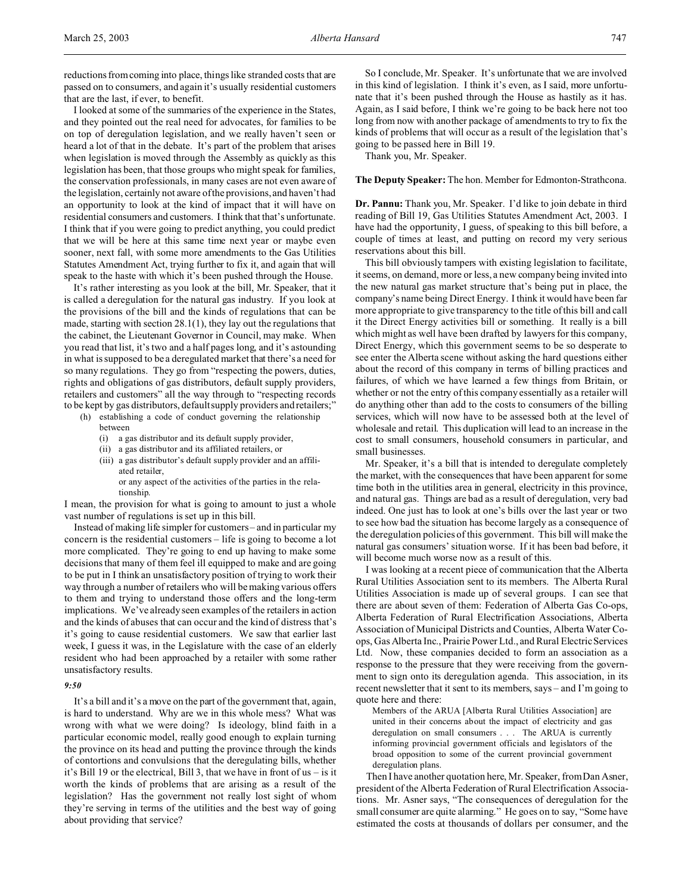reductions from coming into place, things like stranded costs that are passed on to consumers, and again it's usually residential customers that are the last, if ever, to benefit.

I looked at some of the summaries of the experience in the States, and they pointed out the real need for advocates, for families to be on top of deregulation legislation, and we really haven't seen or heard a lot of that in the debate. It's part of the problem that arises when legislation is moved through the Assembly as quickly as this legislation has been, that those groups who might speak for families, the conservation professionals, in many cases are not even aware of the legislation, certainly not aware of the provisions, and haven't had an opportunity to look at the kind of impact that it will have on residential consumers and customers. I think that that's unfortunate. I think that if you were going to predict anything, you could predict that we will be here at this same time next year or maybe even sooner, next fall, with some more amendments to the Gas Utilities Statutes Amendment Act, trying further to fix it, and again that will speak to the haste with which it's been pushed through the House.

It's rather interesting as you look at the bill, Mr. Speaker, that it is called a deregulation for the natural gas industry. If you look at the provisions of the bill and the kinds of regulations that can be made, starting with section 28.1(1), they lay out the regulations that the cabinet, the Lieutenant Governor in Council, may make. When you read that list, it's two and a half pages long, and it's astounding in what is supposed to be a deregulated market that there's a need for so many regulations. They go from "respecting the powers, duties, rights and obligations of gas distributors, default supply providers, retailers and customers" all the way through to "respecting records to be kept by gas distributors, default supply providers and retailers;"

> (h) establishing a code of conduct governing the relationship between
> (i) a gas distributor and its default supply provider,
> (ii) a gas distributor and its affiliated retailers, or
> (iii) a gas distributor's default supply provider and an affiliated retailer,
> or any aspect of the activities of the parties in the relationship.

I mean, the provision for what is going to amount to just a whole vast number of regulations is set up in this bill.

Instead of making life simpler for customers – and in particular my concern is the residential customers – life is going to become a lot more complicated. They're going to end up having to make some decisions that many of them feel ill equipped to make and are going to be put in I think an unsatisfactory position of trying to work their way through a number of retailers who will be making various offers to them and trying to understand those offers and the long-term implications. We've already seen examples of the retailers in action and the kinds of abuses that can occur and the kind of distress that's it's going to cause residential customers. We saw that earlier last week, I guess it was, in the Legislature with the case of an elderly resident who had been approached by a retailer with some rather unsatisfactory results.

*9:50*

It's a bill and it's a move on the part of the government that, again, is hard to understand. Why are we in this whole mess? What was wrong with what we were doing? Is ideology, blind faith in a particular economic model, really good enough to explain turning the province on its head and putting the province through the kinds of contortions and convulsions that the deregulating bills, whether it's Bill 19 or the electrical, Bill 3, that we have in front of us – is it worth the kinds of problems that are arising as a result of the legislation? Has the government not really lost sight of whom they're serving in terms of the utilities and the best way of going about providing that service?

So I conclude, Mr. Speaker. It's unfortunate that we are involved in this kind of legislation. I think it's even, as I said, more unfortunate that it's been pushed through the House as hastily as it has. Again, as I said before, I think we're going to be back here not too long from now with another package of amendments to try to fix the kinds of problems that will occur as a result of the legislation that's going to be passed here in Bill 19.

Thank you, Mr. Speaker.

**The Deputy Speaker:** The hon. Member for Edmonton-Strathcona.

**Dr. Pannu:** Thank you, Mr. Speaker. I'd like to join debate in third reading of Bill 19, Gas Utilities Statutes Amendment Act, 2003. I have had the opportunity, I guess, of speaking to this bill before, a couple of times at least, and putting on record my very serious reservations about this bill.

This bill obviously tampers with existing legislation to facilitate, it seems, on demand, more or less, a new company being invited into the new natural gas market structure that's being put in place, the company's name being Direct Energy. I think it would have been far more appropriate to give transparency to the title of this bill and call it the Direct Energy activities bill or something. It really is a bill which might as well have been drafted by lawyers for this company, Direct Energy, which this government seems to be so desperate to see enter the Alberta scene without asking the hard questions either about the record of this company in terms of billing practices and failures, of which we have learned a few things from Britain, or whether or not the entry of this company essentially as a retailer will do anything other than add to the costs to consumers of the billing services, which will now have to be assessed both at the level of wholesale and retail. This duplication will lead to an increase in the cost to small consumers, household consumers in particular, and small businesses.

Mr. Speaker, it's a bill that is intended to deregulate completely the market, with the consequences that have been apparent for some time both in the utilities area in general, electricity in this province, and natural gas. Things are bad as a result of deregulation, very bad indeed. One just has to look at one's bills over the last year or two to see how bad the situation has become largely as a consequence of the deregulation policies of this government. This bill will make the natural gas consumers' situation worse. If it has been bad before, it will become much worse now as a result of this.

I was looking at a recent piece of communication that the Alberta Rural Utilities Association sent to its members. The Alberta Rural Utilities Association is made up of several groups. I can see that there are about seven of them: Federation of Alberta Gas Co-ops, Alberta Federation of Rural Electrification Associations, Alberta Association of Municipal Districts and Counties, Alberta Water Co-ops, Gas Alberta Inc., Prairie Power Ltd., and Rural Electric Services Ltd. Now, these companies decided to form an association as a response to the pressure that they were receiving from the government to sign onto its deregulation agenda. This association, in its recent newsletter that it sent to its members, says – and I'm going to quote here and there:

> Members of the ARUA [Alberta Rural Utilities Association] are united in their concerns about the impact of electricity and gas deregulation on small consumers . . . The ARUA is currently informing provincial government officials and legislators of the broad opposition to some of the current provincial government deregulation plans.

Then I have another quotation here, Mr. Speaker, from Dan Asner, president of the Alberta Federation of Rural Electrification Associations. Mr. Asner says, "The consequences of deregulation for the small consumer are quite alarming." He goes on to say, "Some have estimated the costs at thousands of dollars per consumer, and the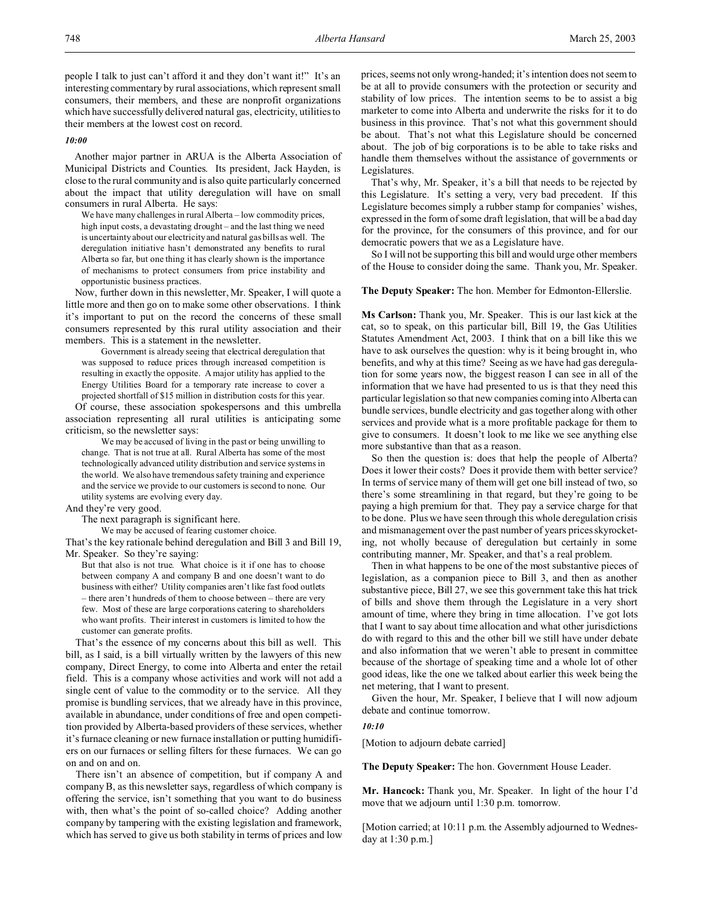people I talk to just can't afford it and they don't want it!" It's an interesting commentary by rural associations, which represent small consumers, their members, and these are nonprofit organizations which have successfully delivered natural gas, electricity, utilities to their members at the lowest cost on record.

*10:00*

Another major partner in ARUA is the Alberta Association of Municipal Districts and Counties. Its president, Jack Hayden, is close to the rural community and is also quite particularly concerned about the impact that utility deregulation will have on small consumers in rural Alberta. He says:

> We have many challenges in rural Alberta – low commodity prices, high input costs, a devastating drought – and the last thing we need is uncertainty about our electricity and natural gas bills as well. The deregulation initiative hasn't demonstrated any benefits to rural Alberta so far, but one thing it has clearly shown is the importance of mechanisms to protect consumers from price instability and opportunistic business practices.

Now, further down in this newsletter, Mr. Speaker, I will quote a little more and then go on to make some other observations. I think it's important to put on the record the concerns of these small consumers represented by this rural utility association and their members. This is a statement in the newsletter.

> Government is already seeing that electrical deregulation that was supposed to reduce prices through increased competition is resulting in exactly the opposite. A major utility has applied to the Energy Utilities Board for a temporary rate increase to cover a projected shortfall of $15 million in distribution costs for this year.

Of course, these association spokespersons and this umbrella association representing all rural utilities is anticipating some criticism, so the newsletter says:

> We may be accused of living in the past or being unwilling to change. That is not true at all. Rural Alberta has some of the most technologically advanced utility distribution and service systems in the world. We also have tremendous safety training and experience and the service we provide to our customers is second to none. Our utility systems are evolving every day.

And they're very good.

The next paragraph is significant here.

> We may be accused of fearing customer choice.

That's the key rationale behind deregulation and Bill 3 and Bill 19, Mr. Speaker. So they're saying:

> But that also is not true. What choice is it if one has to choose between company A and company B and one doesn't want to do business with either? Utility companies aren't like fast food outlets – there aren't hundreds of them to choose between – there are very few. Most of these are large corporations catering to shareholders who want profits. Their interest in customers is limited to how the customer can generate profits.

That's the essence of my concerns about this bill as well. This bill, as I said, is a bill virtually written by the lawyers of this new company, Direct Energy, to come into Alberta and enter the retail field. This is a company whose activities and work will not add a single cent of value to the commodity or to the service. All they promise is bundling services, that we already have in this province, available in abundance, under conditions of free and open competition provided by Alberta-based providers of these services, whether it's furnace cleaning or new furnace installation or putting humidifiers on our furnaces or selling filters for these furnaces. We can go on and on and on.

There isn't an absence of competition, but if company A and company B, as this newsletter says, regardless of which company is offering the service, isn't something that you want to do business with, then what's the point of so-called choice? Adding another company by tampering with the existing legislation and framework, which has served to give us both stability in terms of prices and low prices, seems not only wrong-handed; it's intention does not seem to be at all to provide consumers with the protection or security and stability of low prices. The intention seems to be to assist a big marketer to come into Alberta and underwrite the risks for it to do business in this province. That's not what this government should be about. That's not what this Legislature should be concerned about. The job of big corporations is to be able to take risks and handle them themselves without the assistance of governments or Legislatures.

That's why, Mr. Speaker, it's a bill that needs to be rejected by this Legislature. It's setting a very, very bad precedent. If this Legislature becomes simply a rubber stamp for companies' wishes, expressed in the form of some draft legislation, that will be a bad day for the province, for the consumers of this province, and for our democratic powers that we as a Legislature have.

So I will not be supporting this bill and would urge other members of the House to consider doing the same. Thank you, Mr. Speaker.

**The Deputy Speaker:** The hon. Member for Edmonton-Ellerslie.

**Ms Carlson:** Thank you, Mr. Speaker. This is our last kick at the cat, so to speak, on this particular bill, Bill 19, the Gas Utilities Statutes Amendment Act, 2003. I think that on a bill like this we have to ask ourselves the question: why is it being brought in, who benefits, and why at this time? Seeing as we have had gas deregulation for some years now, the biggest reason I can see in all of the information that we have had presented to us is that they need this particular legislation so that new companies coming into Alberta can bundle services, bundle electricity and gas together along with other services and provide what is a more profitable package for them to give to consumers. It doesn't look to me like we see anything else more substantive than that as a reason.

So then the question is: does that help the people of Alberta? Does it lower their costs? Does it provide them with better service? In terms of service many of them will get one bill instead of two, so there's some streamlining in that regard, but they're going to be paying a high premium for that. They pay a service charge for that to be done. Plus we have seen through this whole deregulation crisis and mismanagement over the past number of years prices skyrocketing, not wholly because of deregulation but certainly in some contributing manner, Mr. Speaker, and that's a real problem.

Then in what happens to be one of the most substantive pieces of legislation, as a companion piece to Bill 3, and then as another substantive piece, Bill 27, we see this government take this hat trick of bills and shove them through the Legislature in a very short amount of time, where they bring in time allocation. I've got lots that I want to say about time allocation and what other jurisdictions do with regard to this and the other bill we still have under debate and also information that we weren't able to present in committee because of the shortage of speaking time and a whole lot of other good ideas, like the one we talked about earlier this week being the net metering, that I want to present.

Given the hour, Mr. Speaker, I believe that I will now adjourn debate and continue tomorrow.

*10:10*

[Motion to adjourn debate carried]

**The Deputy Speaker:** The hon. Government House Leader.

**Mr. Hancock:** Thank you, Mr. Speaker. In light of the hour I'd move that we adjourn until 1:30 p.m. tomorrow.

[Motion carried; at 10:11 p.m. the Assembly adjourned to Wednesday at 1:30 p.m.]